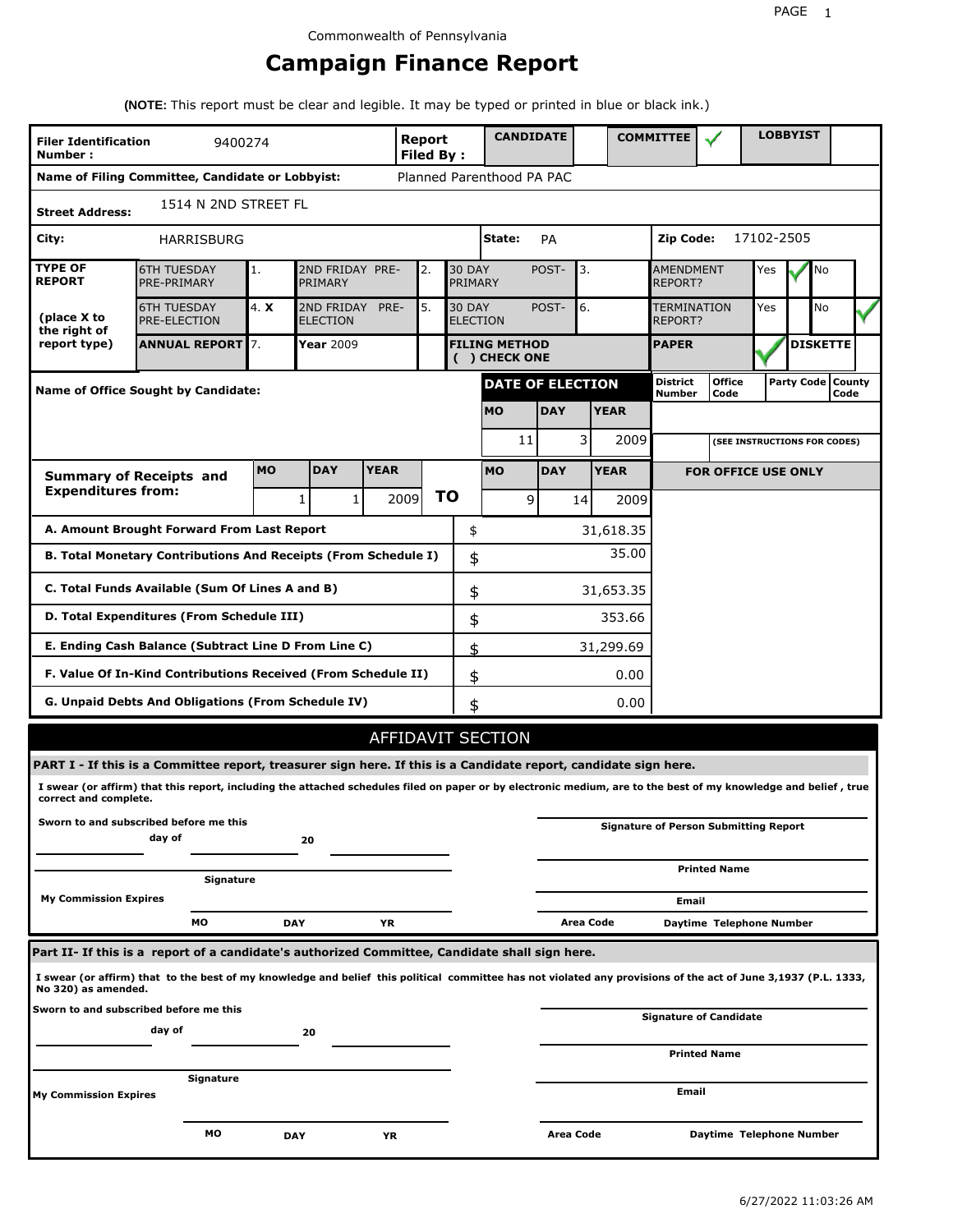Commonwealth of Pennsylvania

# Campaign Finance Report

**(NOTE:** This report must be clear and legible. It may be typed or printed in blue or black ink.)

| **Filer Identification Number :** | 9400274 | **Report Filed By :** | **CANDIDATE** | | **COMMITTEE** | ✓ | **LOBBYIST** | |
|---|---|---|---|---|---|---|---|---|

**Name of Filing Committee, Candidate or Lobbyist:** Planned Parenthood PA PAC

**Street Address:** 1514 N 2ND STREET FL

**City:** HARRISBURG **State:** PA **Zip Code:** 17102-2505

| **TYPE OF REPORT** (place X to the right of report type) | | | | | | | | |
|---|---|---|---|---|---|---|---|---|
| 6TH TUESDAY PRE-PRIMARY | 1. | 2ND FRIDAY PRE-PRIMARY | 2. | 30 DAY POST-PRIMARY | 3. | AMENDMENT REPORT? | Yes ✓ | No |
| 6TH TUESDAY PRE-ELECTION | 4. X | 2ND FRIDAY PRE-ELECTION | 5. | 30 DAY POST-ELECTION | 6. | TERMINATION REPORT? | Yes | No ✓ |
| **ANNUAL REPORT** | 7. | **Year** 2009 | | **FILING METHOD ( ) CHECK ONE** | | **PAPER** ✓ | | **DISKETTE** |

**Name of Office Sought by Candidate:**

| **DATE OF ELECTION** | | |
|---|---|---|
| **MO** | **DAY** | **YEAR** |
| 11 | 3 | 2009 |

| **District Number** | **Office Code** | **Party Code** | **County Code** |
|---|---|---|---|
| | | | |

(SEE INSTRUCTIONS FOR CODES)

| **Summary of Receipts and Expenditures from:** | **MO** | **DAY** | **YEAR** | **TO** | **MO** | **DAY** | **YEAR** |
|---|---|---|---|---|---|---|---|
| | 1 | 1 | 2009 | | 9 | 14 | 2009 |

**FOR OFFICE USE ONLY**

| | | |
|---|---|---|
| **A. Amount Brought Forward From Last Report** | $ | 31,618.35 |
| **B. Total Monetary Contributions And Receipts (From Schedule I)** | $ | 35.00 |
| **C. Total Funds Available (Sum Of Lines A and B)** | $ | 31,653.35 |
| **D. Total Expenditures (From Schedule III)** | $ | 353.66 |
| **E. Ending Cash Balance (Subtract Line D From Line C)** | $ | 31,299.69 |
| **F. Value Of In-Kind Contributions Received (From Schedule II)** | $ | 0.00 |
| **G. Unpaid Debts And Obligations (From Schedule IV)** | $ | 0.00 |

## AFFIDAVIT SECTION

**PART I - If this is a Committee report, treasurer sign here. If this is a Candidate report, candidate sign here.**

**I swear (or affirm) that this report, including the attached schedules filed on paper or by electronic medium, are to the best of my knowledge and belief , true correct and complete.**

**Sworn to and subscribed before me this** ______ **day of** ______ **20** ______

______ **Signature**

**My Commission Expires** ______ **MO** ______ **DAY** ______ **YR**

______ **Signature of Person Submitting Report**

______ **Printed Name**

______ **Email**

**Area Code** ______ **Daytime Telephone Number**

**Part II- If this is a report of a candidate's authorized Committee, Candidate shall sign here.**

**I swear (or affirm) that to the best of my knowledge and belief this political committee has not violated any provisions of the act of June 3,1937 (P.L. 1333, No 320) as amended.**

**Sworn to and subscribed before me this** ______ **day of** ______ **20** ______

______ **Signature**

**My Commission Expires** ______ **MO** ______ **DAY** ______ **YR**

______ **Signature of Candidate**

______ **Printed Name**

______ **Email**

**Area Code** ______ **Daytime Telephone Number**

6/27/2022 11:03:26 AM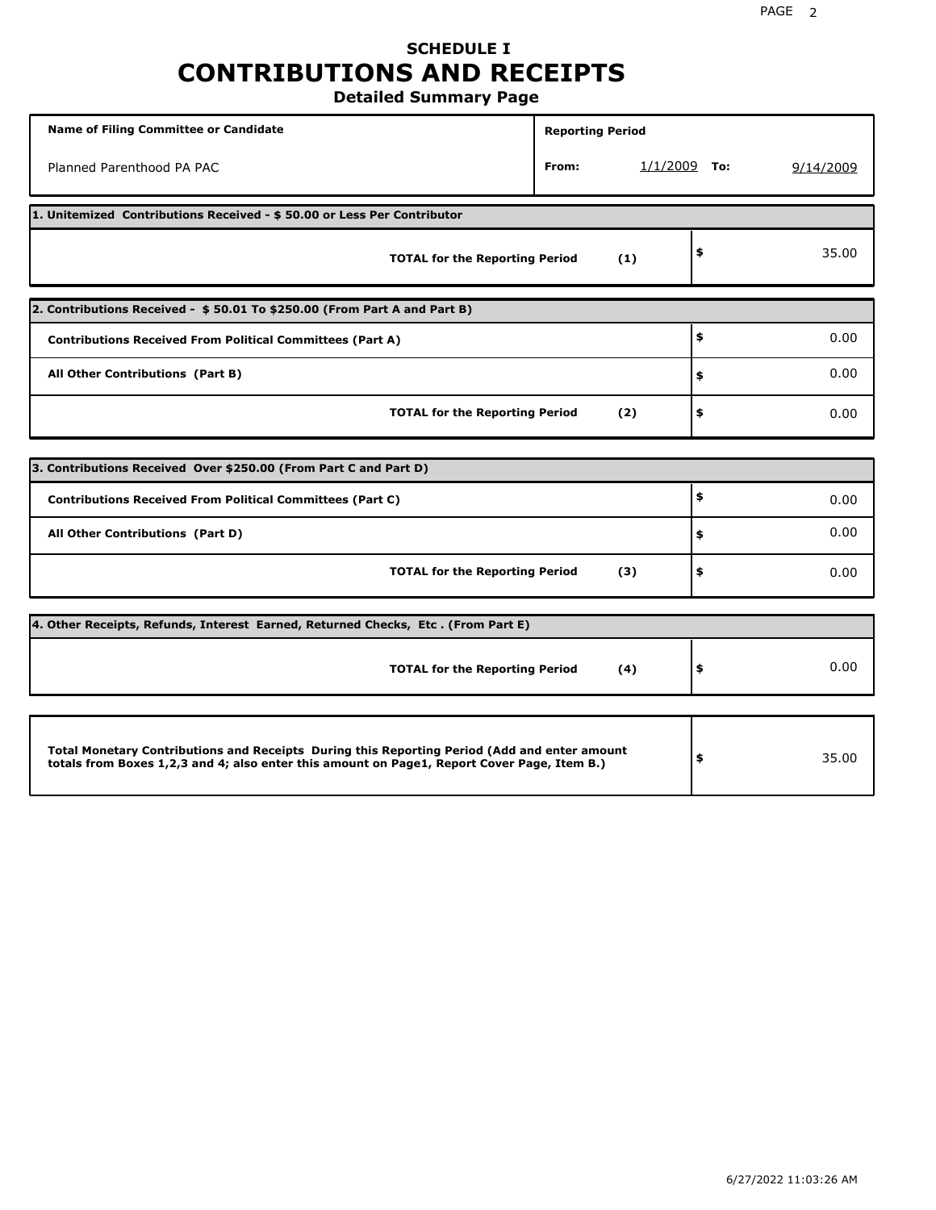# SCHEDULE I
# CONTRIBUTIONS AND RECEIPTS
## Detailed Summary Page

| Name of Filing Committee or Candidate | Reporting Period |
|---|---|
| Planned Parenthood PA PAC | From: 1/1/2009 To: 9/14/2009 |

**1. Unitemized Contributions Received - $ 50.00 or Less Per Contributor**

| | |
|---|---|
| **TOTAL for the Reporting Period (1)** | $ 35.00 |

**2. Contributions Received - $ 50.01 To $250.00 (From Part A and Part B)**

| | |
|---|---|
| **Contributions Received From Political Committees (Part A)** | $ 0.00 |
| **All Other Contributions (Part B)** | $ 0.00 |
| **TOTAL for the Reporting Period (2)** | $ 0.00 |

**3. Contributions Received Over $250.00 (From Part C and Part D)**

| | |
|---|---|
| **Contributions Received From Political Committees (Part C)** | $ 0.00 |
| **All Other Contributions (Part D)** | $ 0.00 |
| **TOTAL for the Reporting Period (3)** | $ 0.00 |

**4. Other Receipts, Refunds, Interest Earned, Returned Checks, Etc . (From Part E)**

| | |
|---|---|
| **TOTAL for the Reporting Period (4)** | $ 0.00 |

| | |
|---|---|
| **Total Monetary Contributions and Receipts During this Reporting Period (Add and enter amount totals from Boxes 1,2,3 and 4; also enter this amount on Page1, Report Cover Page, Item B.)** | $ 35.00 |

6/27/2022 11:03:26 AM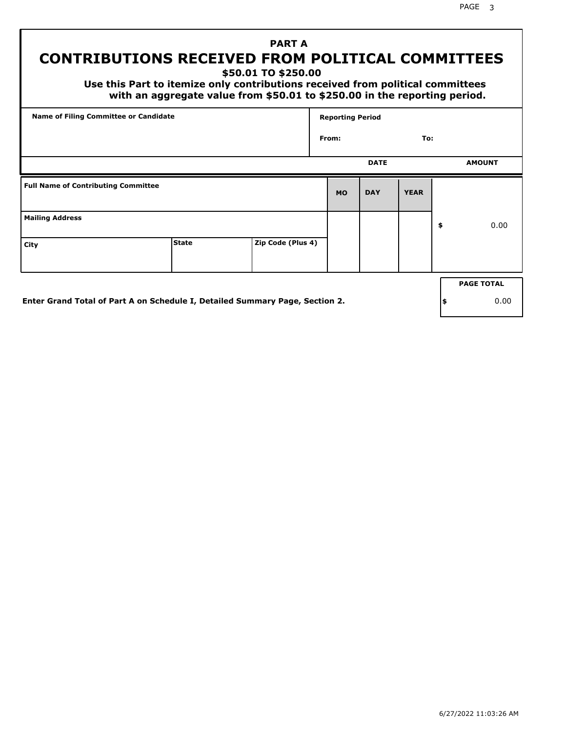## PART A

# CONTRIBUTIONS RECEIVED FROM POLITICAL COMMITTEES

### $50.01 TO $250.00

**Use this Part to itemize only contributions received from political committees with an aggregate value from $50.01 to $250.00 in the reporting period.**

| Name of Filing Committee or Candidate | Reporting Period |
|---|---|
| | From: To: |

| Full Name of Contributing Committee | | | DATE MO | DAY | YEAR | AMOUNT |
|---|---|---|---|---|---|---|
| Mailing Address | | | | | | $ 0.00 |
| City | State | Zip Code (Plus 4) | | | | |

**Enter Grand Total of Part A on Schedule I, Detailed Summary Page, Section 2.**

| PAGE TOTAL |
|---|
| $ 0.00 |

6/27/2022 11:03:26 AM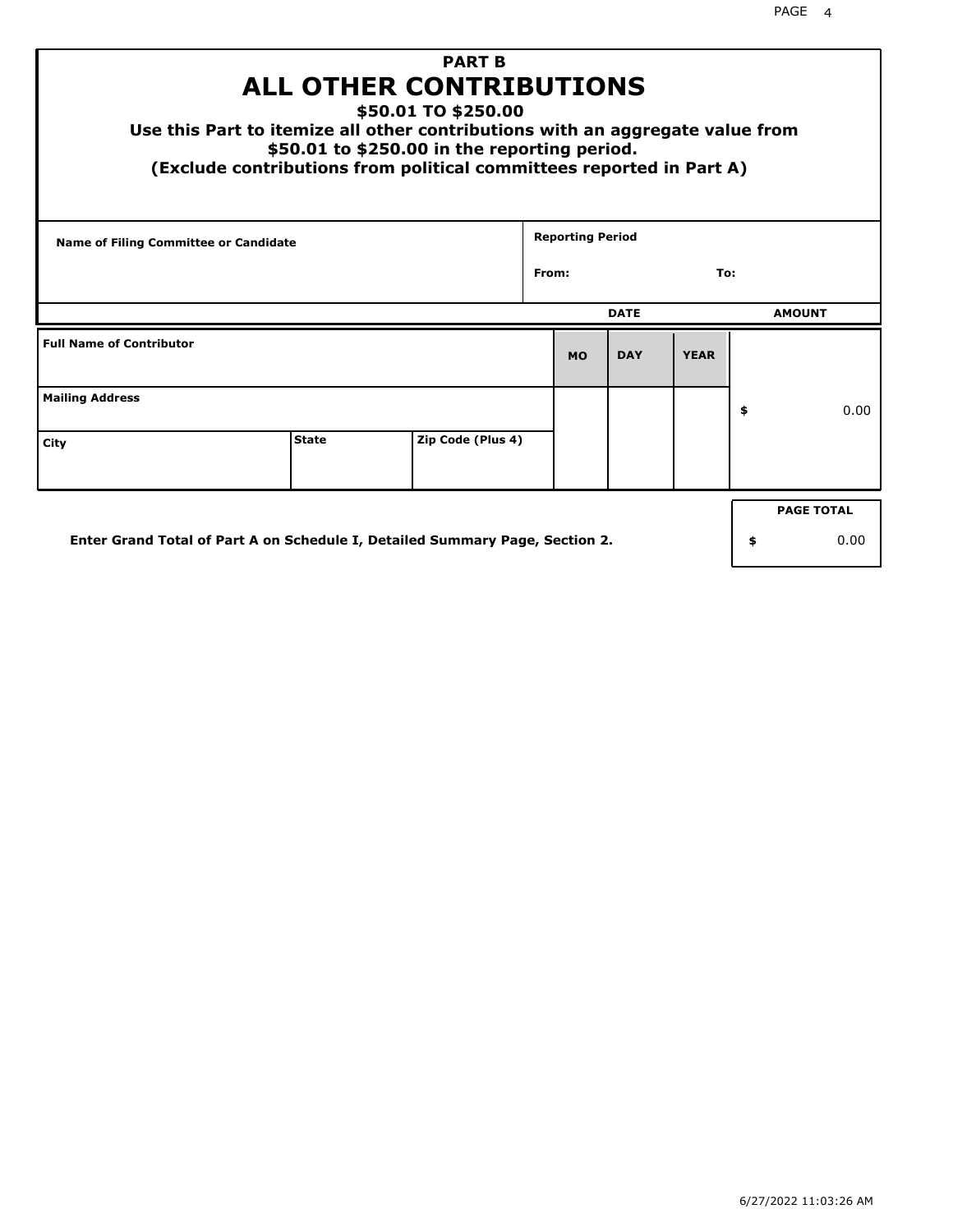## PART B

# ALL OTHER CONTRIBUTIONS

### $50.01 TO $250.00

**Use this Part to itemize all other contributions with an aggregate value from $50.01 to $250.00 in the reporting period.**

**(Exclude contributions from political committees reported in Part A)**

| Name of Filing Committee or Candidate | Reporting Period |
|---|---|
| | From: To: |

| Full Name of Contributor | | | DATE MO | DATE DAY | DATE YEAR | AMOUNT |
|---|---|---|---|---|---|---|
| Mailing Address | | | | | | $ 0.00 |
| City | State | Zip Code (Plus 4) | | | | |

**Enter Grand Total of Part A on Schedule I, Detailed Summary Page, Section 2.**

| PAGE TOTAL |
|---|
| $ 0.00 |

6/27/2022 11:03:26 AM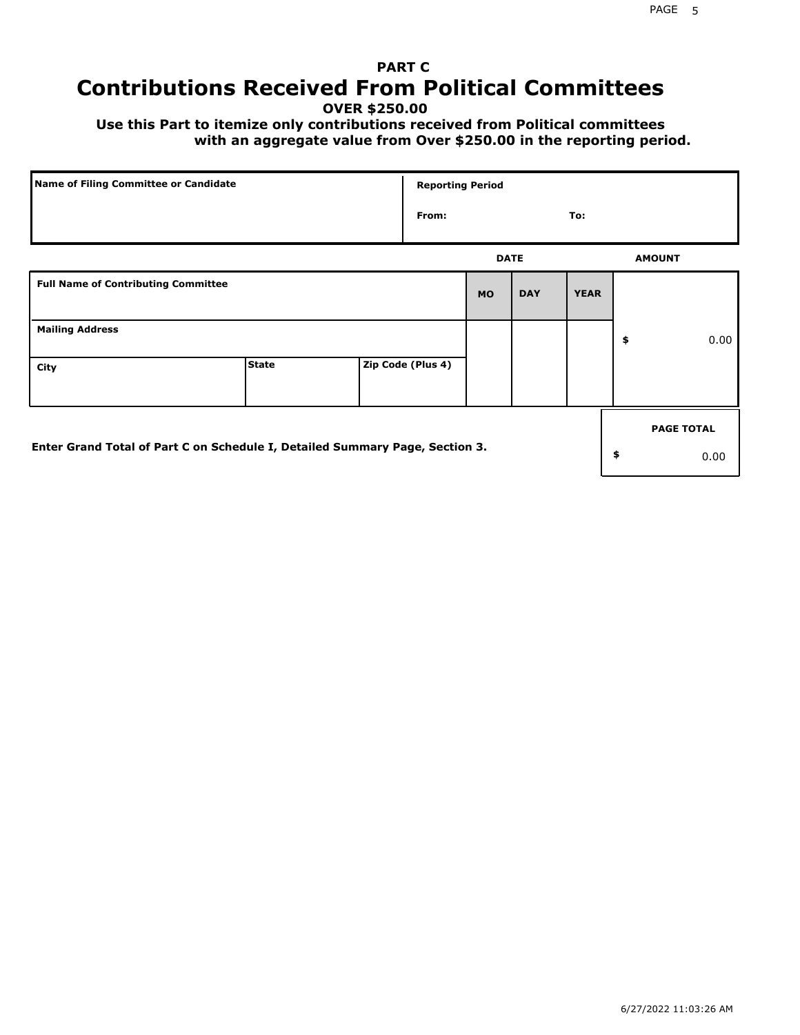# PART C
## Contributions Received From Political Committees

**OVER $250.00**

**Use this Part to itemize only contributions received from Political committees with an aggregate value from Over $250.00 in the reporting period.**

| Name of Filing Committee or Candidate | Reporting Period |
|---|---|
| | From: To: |

| Full Name of Contributing Committee | | | DATE MO | DATE DAY | DATE YEAR | AMOUNT |
|---|---|---|---|---|---|---|
| Mailing Address | | | | | | $ 0.00 |
| City | State | Zip Code (Plus 4) | | | | |

**Enter Grand Total of Part C on Schedule I, Detailed Summary Page, Section 3.**

| PAGE TOTAL |
|---|
| $ 0.00 |

6/27/2022 11:03:26 AM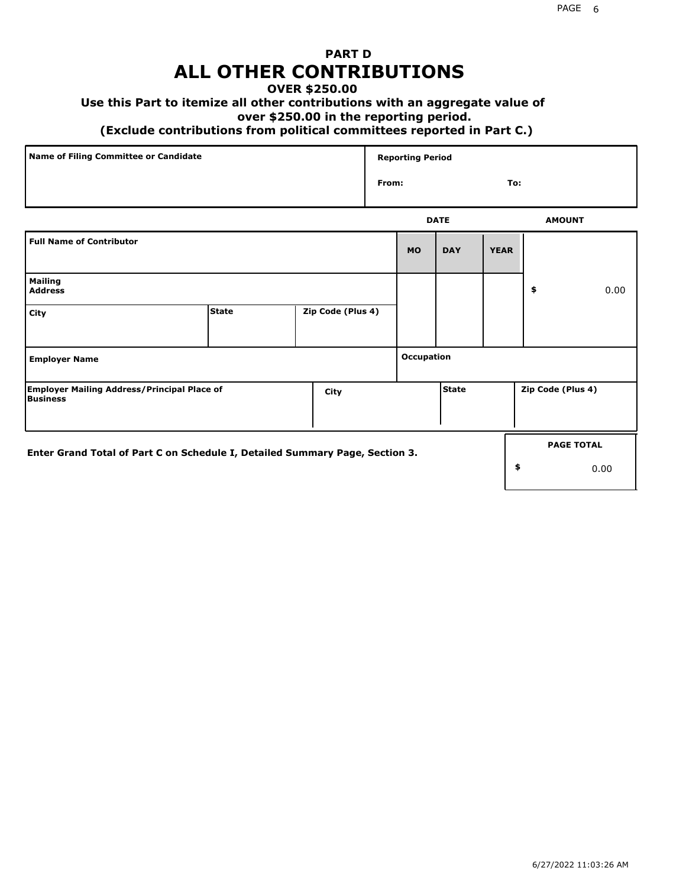# PART D

# ALL OTHER CONTRIBUTIONS

**OVER $250.00**

**Use this Part to itemize all other contributions with an aggregate value of over $250.00 in the reporting period.**

**(Exclude contributions from political committees reported in Part C.)**

| Name of Filing Committee or Candidate | Reporting Period |
|---|---|
| | From: To: |

| Full Name of Contributor | | | DATE MO | DAY | YEAR | AMOUNT |
|---|---|---|---|---|---|---|
| Mailing Address | | | | | | $ 0.00 |
| City | State | Zip Code (Plus 4) | | | | |
| Employer Name | | | Occupation | | | |
| Employer Mailing Address/Principal Place of Business | City | | State | | Zip Code (Plus 4) | |

**Enter Grand Total of Part C on Schedule I, Detailed Summary Page, Section 3.**

| PAGE TOTAL |
|---|
| $ 0.00 |

6/27/2022 11:03:26 AM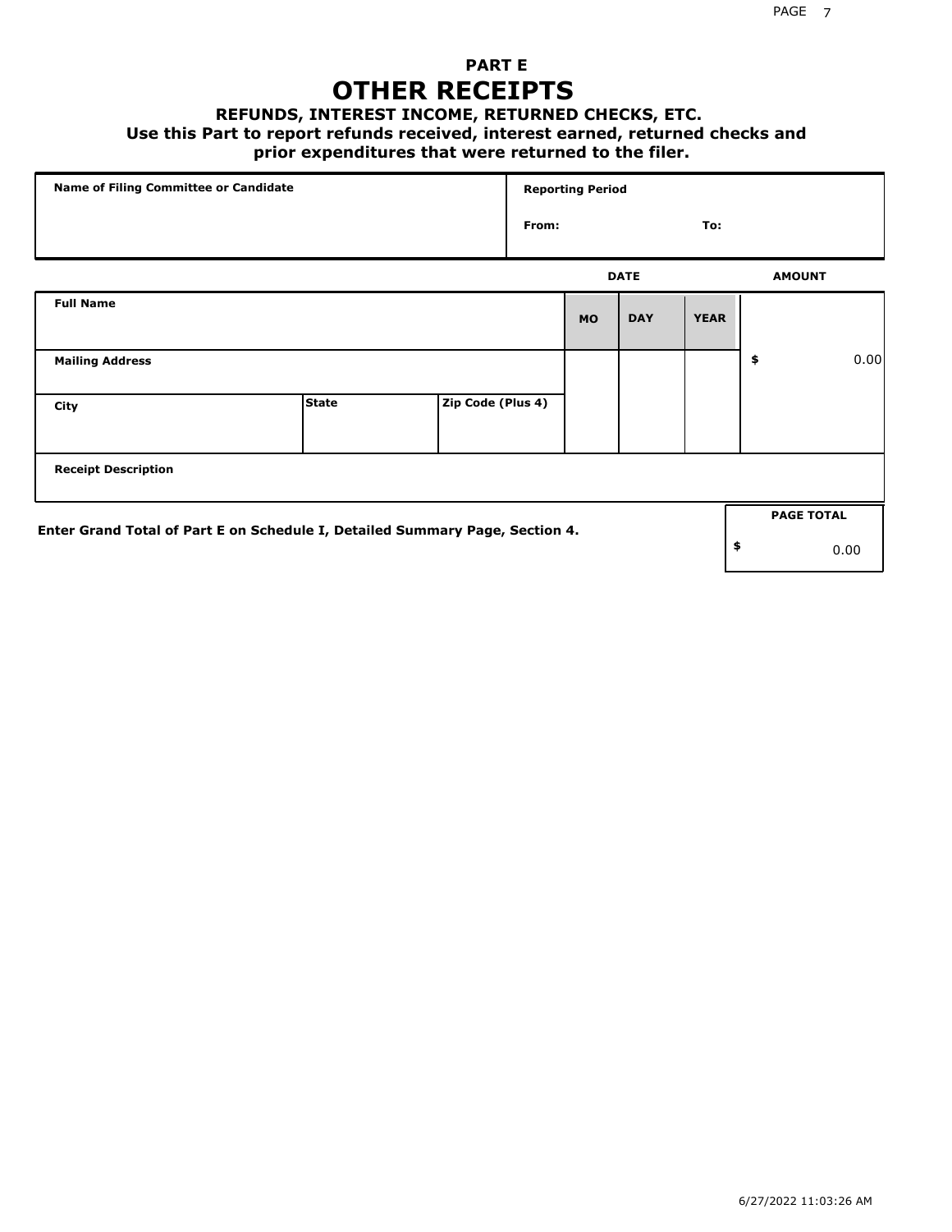# PART E

# OTHER RECEIPTS

### REFUNDS, INTEREST INCOME, RETURNED CHECKS, ETC.

**Use this Part to report refunds received, interest earned, returned checks and prior expenditures that were returned to the filer.**

| Name of Filing Committee or Candidate | Reporting Period |
|---|---|
| | From: To: |

| | | | DATE | | | AMOUNT |
|---|---|---|---|---|---|---|
| **Full Name** | | | **MO** | **DAY** | **YEAR** | |
| **Mailing Address** | | | | | | $ 0.00 |
| **City** | **State** | **Zip Code (Plus 4)** | | | | |
| **Receipt Description** | | | | | | |

**Enter Grand Total of Part E on Schedule I, Detailed Summary Page, Section 4.**

| PAGE TOTAL |
|---|
| $ 0.00 |

6/27/2022 11:03:26 AM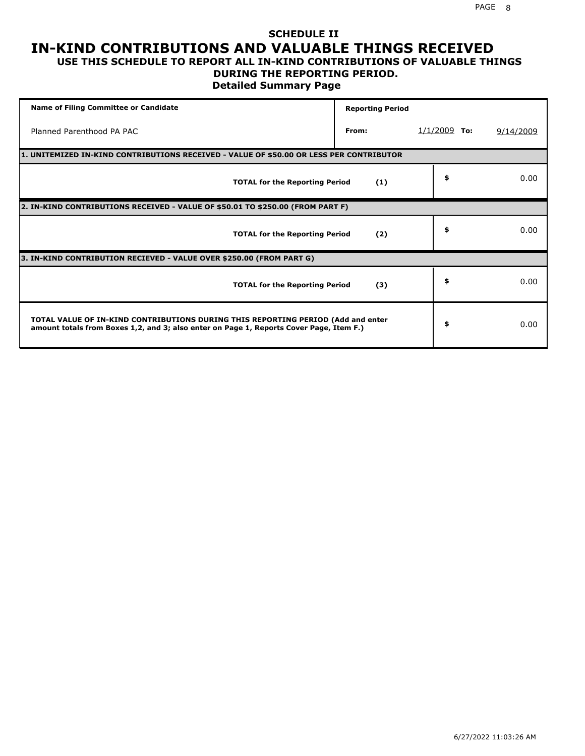## SCHEDULE II

# IN-KIND CONTRIBUTIONS AND VALUABLE THINGS RECEIVED

### USE THIS SCHEDULE TO REPORT ALL IN-KIND CONTRIBUTIONS OF VALUABLE THINGS DURING THE REPORTING PERIOD.

### Detailed Summary Page

| Name of Filing Committee or Candidate | Reporting Period | | | |
|---|---|---|---|---|
| Planned Parenthood PA PAC | From: | 1/1/2009 | To: | 9/14/2009 |

| **1. UNITEMIZED IN-KIND CONTRIBUTIONS RECEIVED - VALUE OF $50.00 OR LESS PER CONTRIBUTOR** | | | |
|---|---|---|---|
| **TOTAL for the Reporting Period** | **(1)** | $ | 0.00 |
| **2. IN-KIND CONTRIBUTIONS RECEIVED - VALUE OF $50.01 TO $250.00 (FROM PART F)** | | | |
| **TOTAL for the Reporting Period** | **(2)** | $ | 0.00 |
| **3. IN-KIND CONTRIBUTION RECIEVED - VALUE OVER $250.00 (FROM PART G)** | | | |
| **TOTAL for the Reporting Period** | **(3)** | $ | 0.00 |
| **TOTAL VALUE OF IN-KIND CONTRIBUTIONS DURING THIS REPORTING PERIOD (Add and enter amount totals from Boxes 1,2, and 3; also enter on Page 1, Reports Cover Page, Item F.)** | | $ | 0.00 |

6/27/2022 11:03:26 AM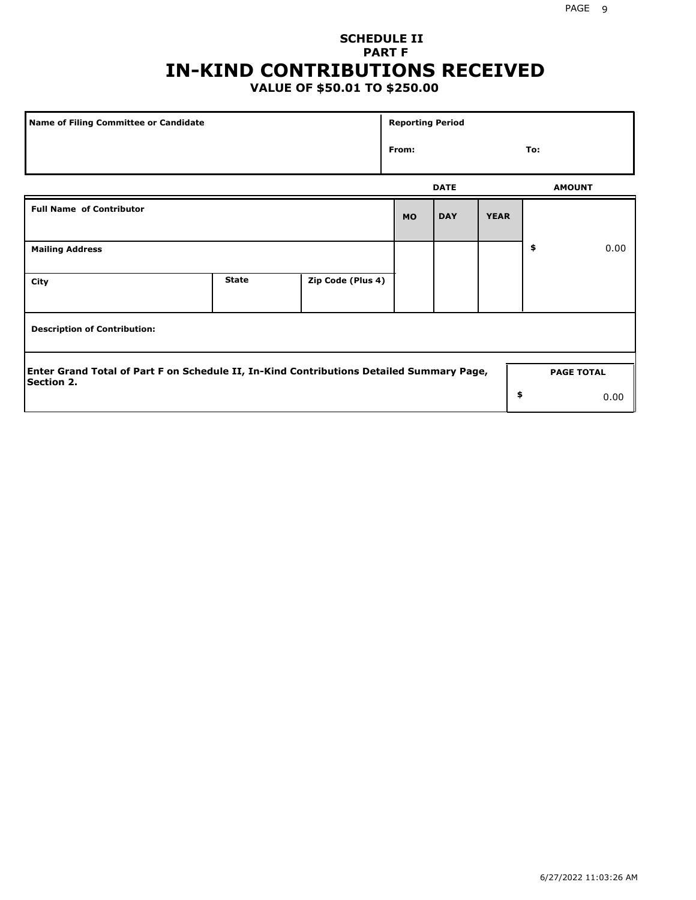# SCHEDULE II
## PART F
# IN-KIND CONTRIBUTIONS RECEIVED
### VALUE OF $50.01 TO $250.00

| Name of Filing Committee or Candidate | Reporting Period |
|---|---|
| | From: To: |

| Full Name of Contributor | | | DATE MO | DAY | YEAR | AMOUNT |
|---|---|---|---|---|---|---|
| Mailing Address | | | | | | $ 0.00 |
| City | State | Zip Code (Plus 4) | | | | |
| Description of Contribution: | | | | | | |

Enter Grand Total of Part F on Schedule II, In-Kind Contributions Detailed Summary Page, Section 2.

| PAGE TOTAL |
|---|
| $ 0.00 |

6/27/2022 11:03:26 AM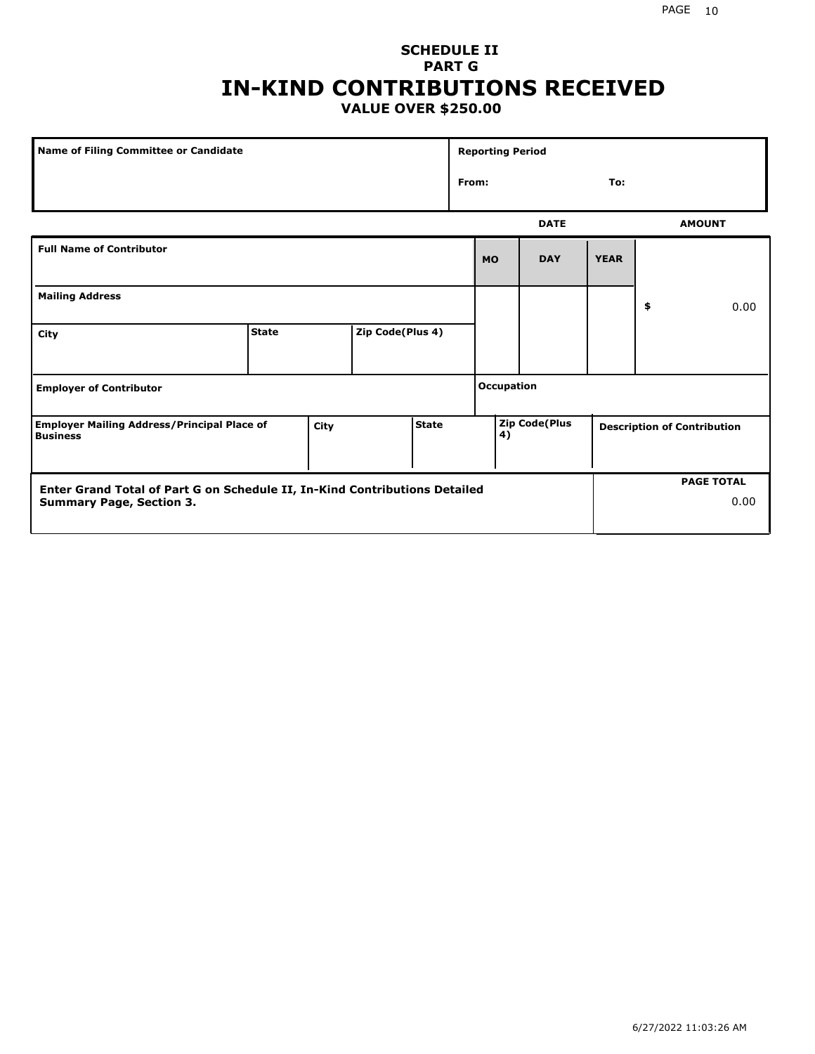## SCHEDULE II
## PART G
# IN-KIND CONTRIBUTIONS RECEIVED
### VALUE OVER $250.00

| Name of Filing Committee or Candidate | Reporting Period |
|---|---|
| | From: To: |

| Full Name of Contributor | | | DATE MO | DATE DAY | DATE YEAR | AMOUNT |
|---|---|---|---|---|---|---|
| Mailing Address | | | | | | $ 0.00 |
| City | State | Zip Code(Plus 4) | | | | |
| Employer of Contributor | | | Occupation | | | |

| Employer Mailing Address/Principal Place of Business | City | State | Zip Code(Plus 4) | Description of Contribution |
|---|---|---|---|---|
| | | | | |

| Enter Grand Total of Part G on Schedule II, In-Kind Contributions Detailed Summary Page, Section 3. | PAGE TOTAL |
|---|---|
| | 0.00 |

6/27/2022 11:03:26 AM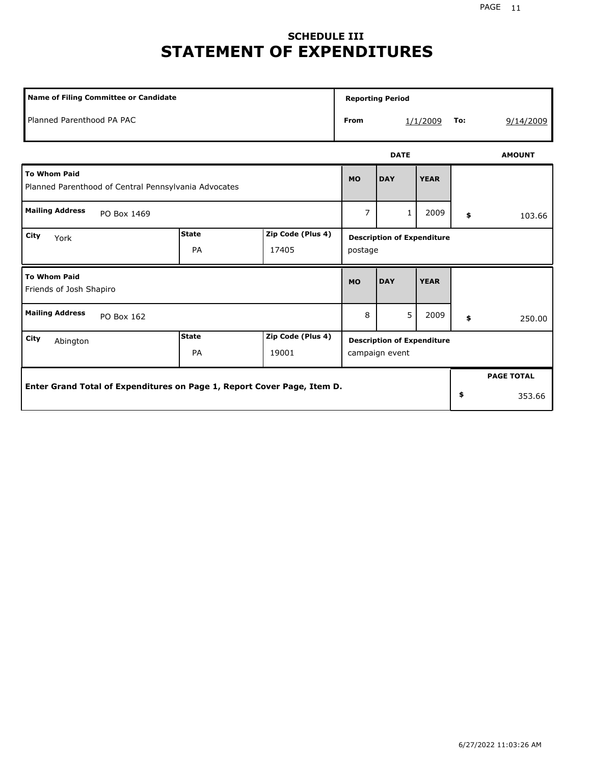## SCHEDULE III
# STATEMENT OF EXPENDITURES

| Name of Filing Committee or Candidate | Reporting Period | |
|---|---|---|
| Planned Parenthood PA PAC | From 1/1/2009 | To: 9/14/2009 |

| To Whom Paid | MO | DAY | YEAR | AMOUNT |
|---|---|---|---|---|
| Planned Parenthood of Central Pennsylvania Advocates | | | | |
| Mailing Address: PO Box 1469 | 7 | 1 | 2009 | $ 103.66 |
| City: York / State: PA / Zip Code (Plus 4): 17405 | Description of Expenditure: postage | | | |

| To Whom Paid | MO | DAY | YEAR | AMOUNT |
|---|---|---|---|---|
| Friends of Josh Shapiro | | | | |
| Mailing Address: PO Box 162 | 8 | 5 | 2009 | $ 250.00 |
| City: Abington / State: PA / Zip Code (Plus 4): 19001 | Description of Expenditure: campaign event | | | |

| Enter Grand Total of Expenditures on Page 1, Report Cover Page, Item D. | PAGE TOTAL |
|---|---|
| | $ 353.66 |

6/27/2022 11:03:26 AM